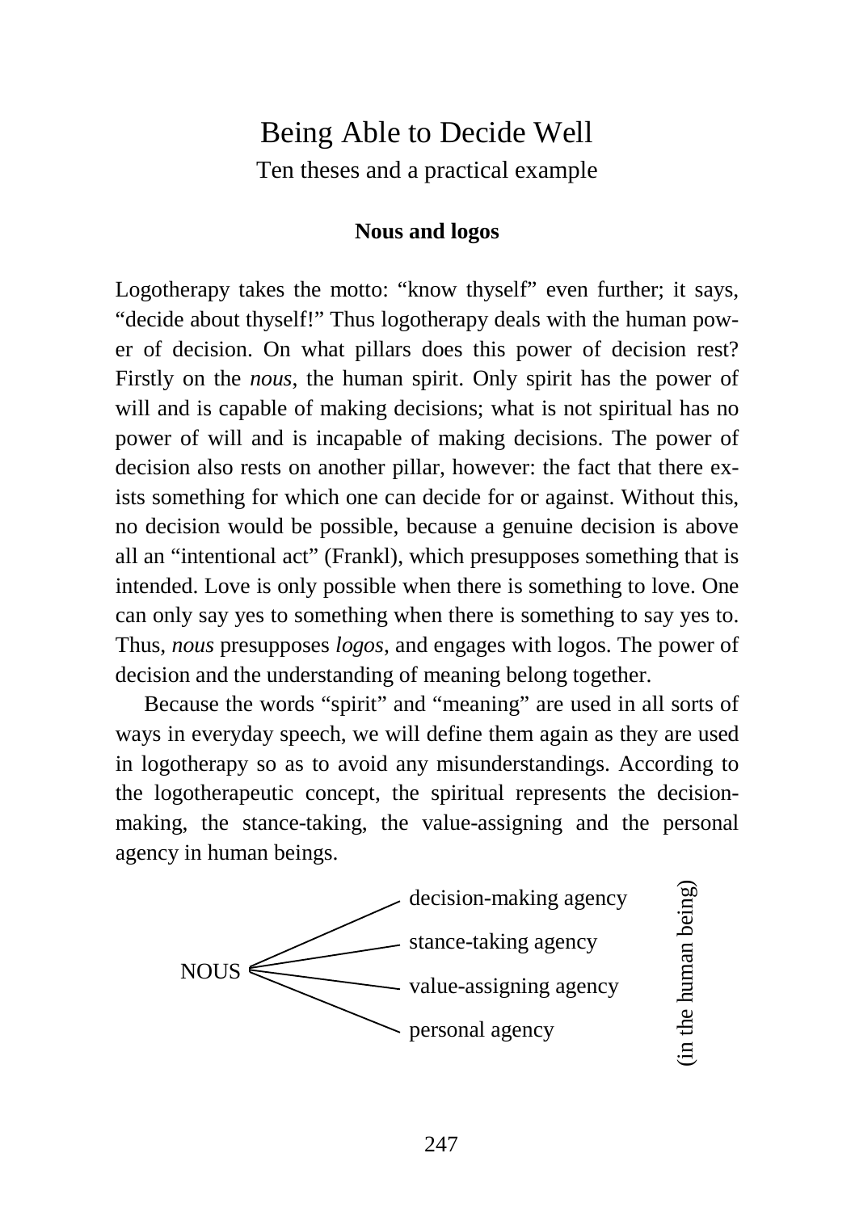# Being Able to Decide Well

Ten theses and a practical example

## Nous and logos

Logotherapy takes the motto: "know thyself" even further; it says, "decide about thyself!" Thus logotherapy deals with the human power of decision. On what pillars does this power of decision rest? Firstly on the *nous*, the human spirit. Only spirit has the power of will and is capable of making decisions; what is not spiritual has no power of will and is incapable of making decisions. The power of decision also rests on another pillar, however: the fact that there exists something for which one can decide for or against. Without this, no decision would be possible, because a genuine decision is above all an "intentional act" (Frankl), which presupposes something that is intended. Love is only possible when there is something to love. One can only say yes to something when there is something to say yes to. Thus, *nous* presupposes *logos*, and engages with logos. The power of decision and the understanding of meaning belong together.

Because the words "spirit" and "meaning" are used in all sorts of ways in everyday speech, we will define them again as they are used in logotherapy so as to avoid any misunderstandings. According to the logotherapeutic concept, the spiritual represents the decision-making, the stance-taking, the value-assigning and the personal agency in human beings.

NOUS
- decision-making agency
- stance-taking agency
- value-assigning agency
- personal agency

(in the human being)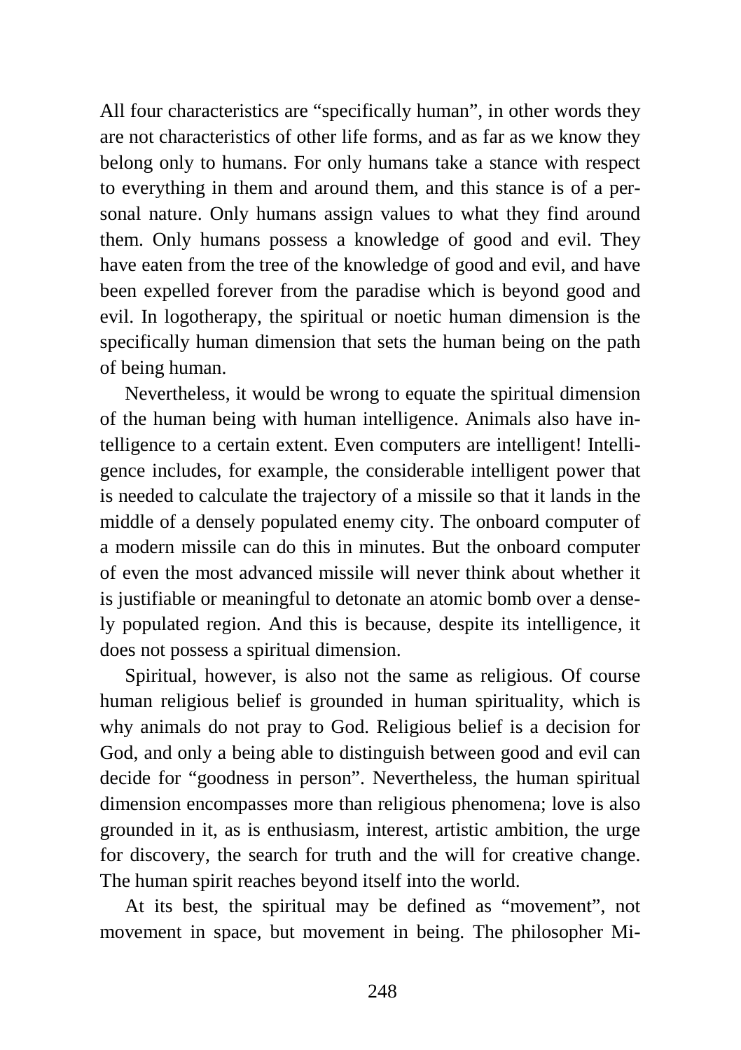All four characteristics are "specifically human", in other words they are not characteristics of other life forms, and as far as we know they belong only to humans. For only humans take a stance with respect to everything in them and around them, and this stance is of a personal nature. Only humans assign values to what they find around them. Only humans possess a knowledge of good and evil. They have eaten from the tree of the knowledge of good and evil, and have been expelled forever from the paradise which is beyond good and evil. In logotherapy, the spiritual or noetic human dimension is the specifically human dimension that sets the human being on the path of being human.

Nevertheless, it would be wrong to equate the spiritual dimension of the human being with human intelligence. Animals also have intelligence to a certain extent. Even computers are intelligent! Intelligence includes, for example, the considerable intelligent power that is needed to calculate the trajectory of a missile so that it lands in the middle of a densely populated enemy city. The onboard computer of a modern missile can do this in minutes. But the onboard computer of even the most advanced missile will never think about whether it is justifiable or meaningful to detonate an atomic bomb over a densely populated region. And this is because, despite its intelligence, it does not possess a spiritual dimension.

Spiritual, however, is also not the same as religious. Of course human religious belief is grounded in human spirituality, which is why animals do not pray to God. Religious belief is a decision for God, and only a being able to distinguish between good and evil can decide for "goodness in person". Nevertheless, the human spiritual dimension encompasses more than religious phenomena; love is also grounded in it, as is enthusiasm, interest, artistic ambition, the urge for discovery, the search for truth and the will for creative change. The human spirit reaches beyond itself into the world.

At its best, the spiritual may be defined as "movement", not movement in space, but movement in being. The philosopher Mi-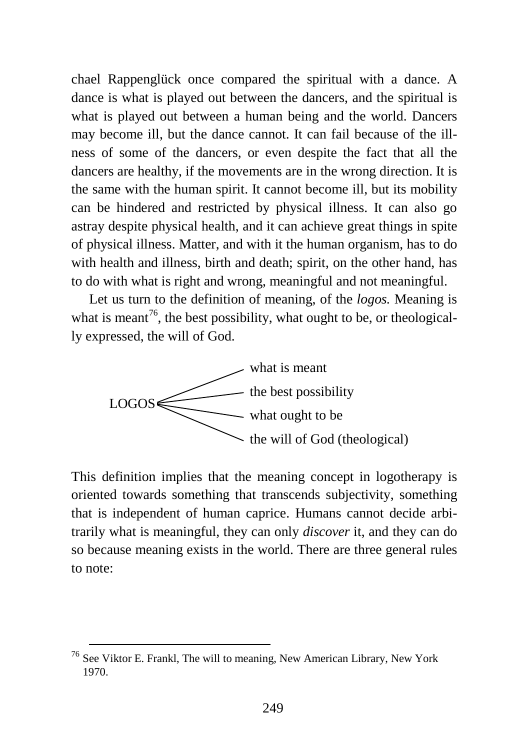chael Rappenglück once compared the spiritual with a dance. A dance is what is played out between the dancers, and the spiritual is what is played out between a human being and the world. Dancers may become ill, but the dance cannot. It can fail because of the illness of some of the dancers, or even despite the fact that all the dancers are healthy, if the movements are in the wrong direction. It is the same with the human spirit. It cannot become ill, but its mobility can be hindered and restricted by physical illness. It can also go astray despite physical health, and it can achieve great things in spite of physical illness. Matter, and with it the human organism, has to do with health and illness, birth and death; spirit, on the other hand, has to do with what is right and wrong, meaningful and not meaningful.

Let us turn to the definition of meaning, of the *logos.* Meaning is what is meant[76], the best possibility, what ought to be, or theologically expressed, the will of God.

LOGOS:
- what is meant
- the best possibility
- what ought to be
- the will of God (theological)

This definition implies that the meaning concept in logotherapy is oriented towards something that transcends subjectivity, something that is independent of human caprice. Humans cannot decide arbitrarily what is meaningful, they can only *discover* it, and they can do so because meaning exists in the world. There are three general rules to note:

---

[76] See Viktor E. Frankl, The will to meaning, New American Library, New York 1970.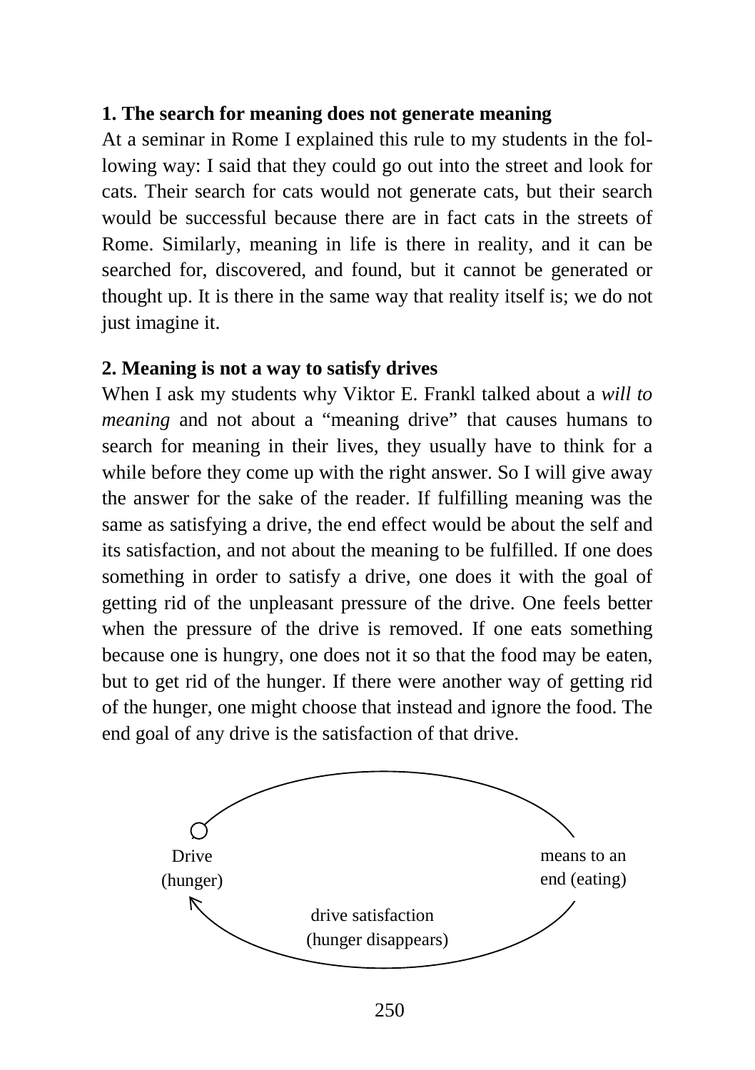**1. The search for meaning does not generate meaning**

At a seminar in Rome I explained this rule to my students in the following way: I said that they could go out into the street and look for cats. Their search for cats would not generate cats, but their search would be successful because there are in fact cats in the streets of Rome. Similarly, meaning in life is there in reality, and it can be searched for, discovered, and found, but it cannot be generated or thought up. It is there in the same way that reality itself is; we do not just imagine it.

**2. Meaning is not a way to satisfy drives**

When I ask my students why Viktor E. Frankl talked about a *will to meaning* and not about a "meaning drive" that causes humans to search for meaning in their lives, they usually have to think for a while before they come up with the right answer. So I will give away the answer for the sake of the reader. If fulfilling meaning was the same as satisfying a drive, the end effect would be about the self and its satisfaction, and not about the meaning to be fulfilled. If one does something in order to satisfy a drive, one does it with the goal of getting rid of the unpleasant pressure of the drive. One feels better when the pressure of the drive is removed. If one eats something because one is hungry, one does not it so that the food may be eaten, but to get rid of the hunger. If there were another way of getting rid of the hunger, one might choose that instead and ignore the food. The end goal of any drive is the satisfaction of that drive.

Drive (hunger) → means to an end (eating) → drive satisfaction (hunger disappears) → Drive (hunger)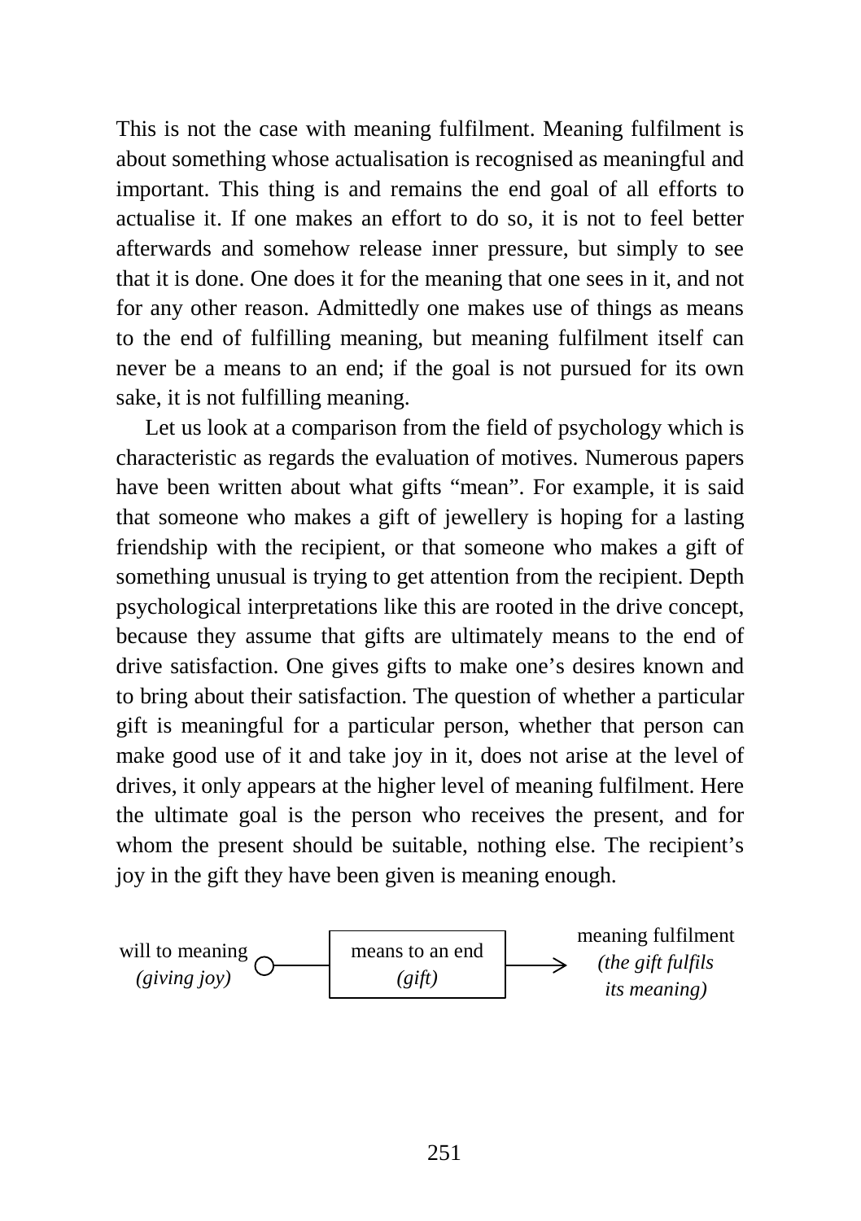This is not the case with meaning fulfilment. Meaning fulfilment is about something whose actualisation is recognised as meaningful and important. This thing is and remains the end goal of all efforts to actualise it. If one makes an effort to do so, it is not to feel better afterwards and somehow release inner pressure, but simply to see that it is done. One does it for the meaning that one sees in it, and not for any other reason. Admittedly one makes use of things as means to the end of fulfilling meaning, but meaning fulfilment itself can never be a means to an end; if the goal is not pursued for its own sake, it is not fulfilling meaning.

Let us look at a comparison from the field of psychology which is characteristic as regards the evaluation of motives. Numerous papers have been written about what gifts "mean". For example, it is said that someone who makes a gift of jewellery is hoping for a lasting friendship with the recipient, or that someone who makes a gift of something unusual is trying to get attention from the recipient. Depth psychological interpretations like this are rooted in the drive concept, because they assume that gifts are ultimately means to the end of drive satisfaction. One gives gifts to make one's desires known and to bring about their satisfaction. The question of whether a particular gift is meaningful for a particular person, whether that person can make good use of it and take joy in it, does not arise at the level of drives, it only appears at the higher level of meaning fulfilment. Here the ultimate goal is the person who receives the present, and for whom the present should be suitable, nothing else. The recipient's joy in the gift they have been given is meaning enough.

will to meaning
*(giving joy)*

means to an end
*(gift)*

meaning fulfilment
*(the gift fulfils its meaning)*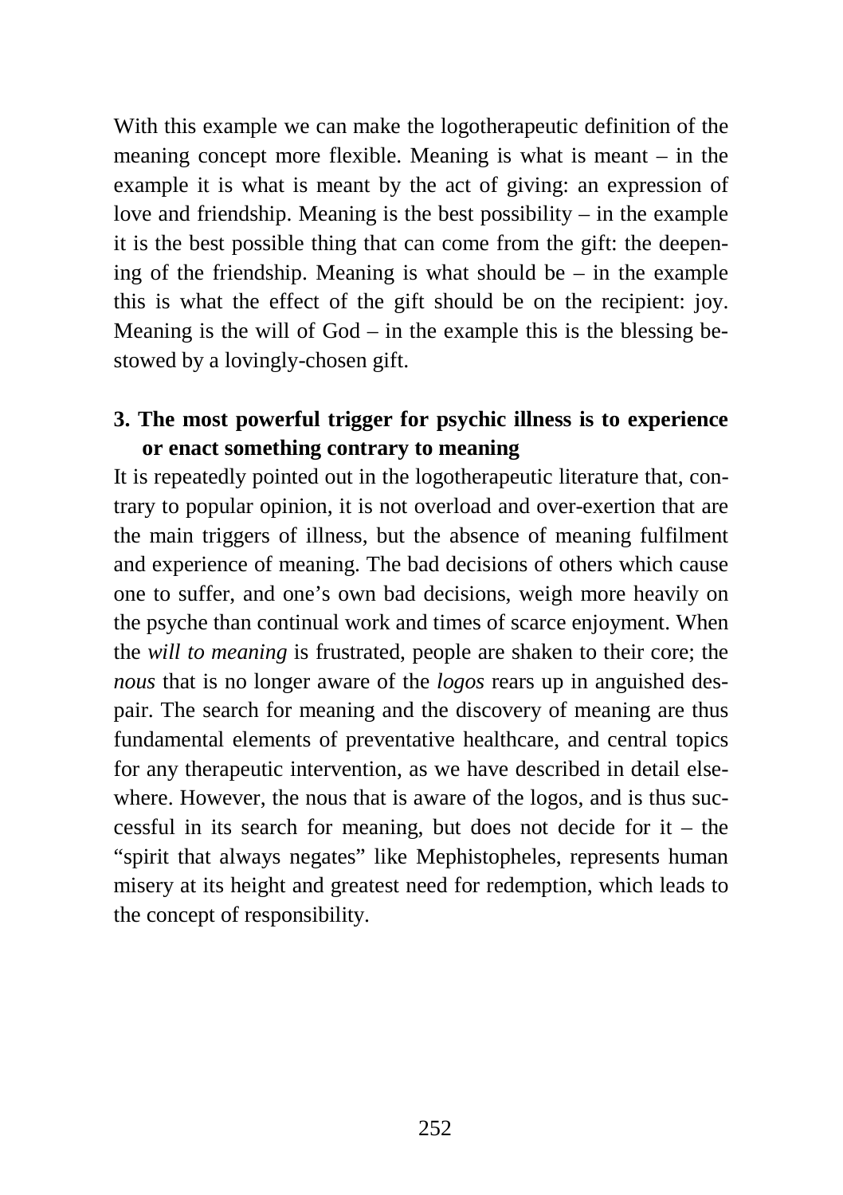With this example we can make the logotherapeutic definition of the meaning concept more flexible. Meaning is what is meant – in the example it is what is meant by the act of giving: an expression of love and friendship. Meaning is the best possibility – in the example it is the best possible thing that can come from the gift: the deepening of the friendship. Meaning is what should be – in the example this is what the effect of the gift should be on the recipient: joy. Meaning is the will of God – in the example this is the blessing bestowed by a lovingly-chosen gift.

### 3. The most powerful trigger for psychic illness is to experience or enact something contrary to meaning

It is repeatedly pointed out in the logotherapeutic literature that, contrary to popular opinion, it is not overload and over-exertion that are the main triggers of illness, but the absence of meaning fulfilment and experience of meaning. The bad decisions of others which cause one to suffer, and one's own bad decisions, weigh more heavily on the psyche than continual work and times of scarce enjoyment. When the *will to meaning* is frustrated, people are shaken to their core; the *nous* that is no longer aware of the *logos* rears up in anguished despair. The search for meaning and the discovery of meaning are thus fundamental elements of preventative healthcare, and central topics for any therapeutic intervention, as we have described in detail elsewhere. However, the nous that is aware of the logos, and is thus successful in its search for meaning, but does not decide for it – the "spirit that always negates" like Mephistopheles, represents human misery at its height and greatest need for redemption, which leads to the concept of responsibility.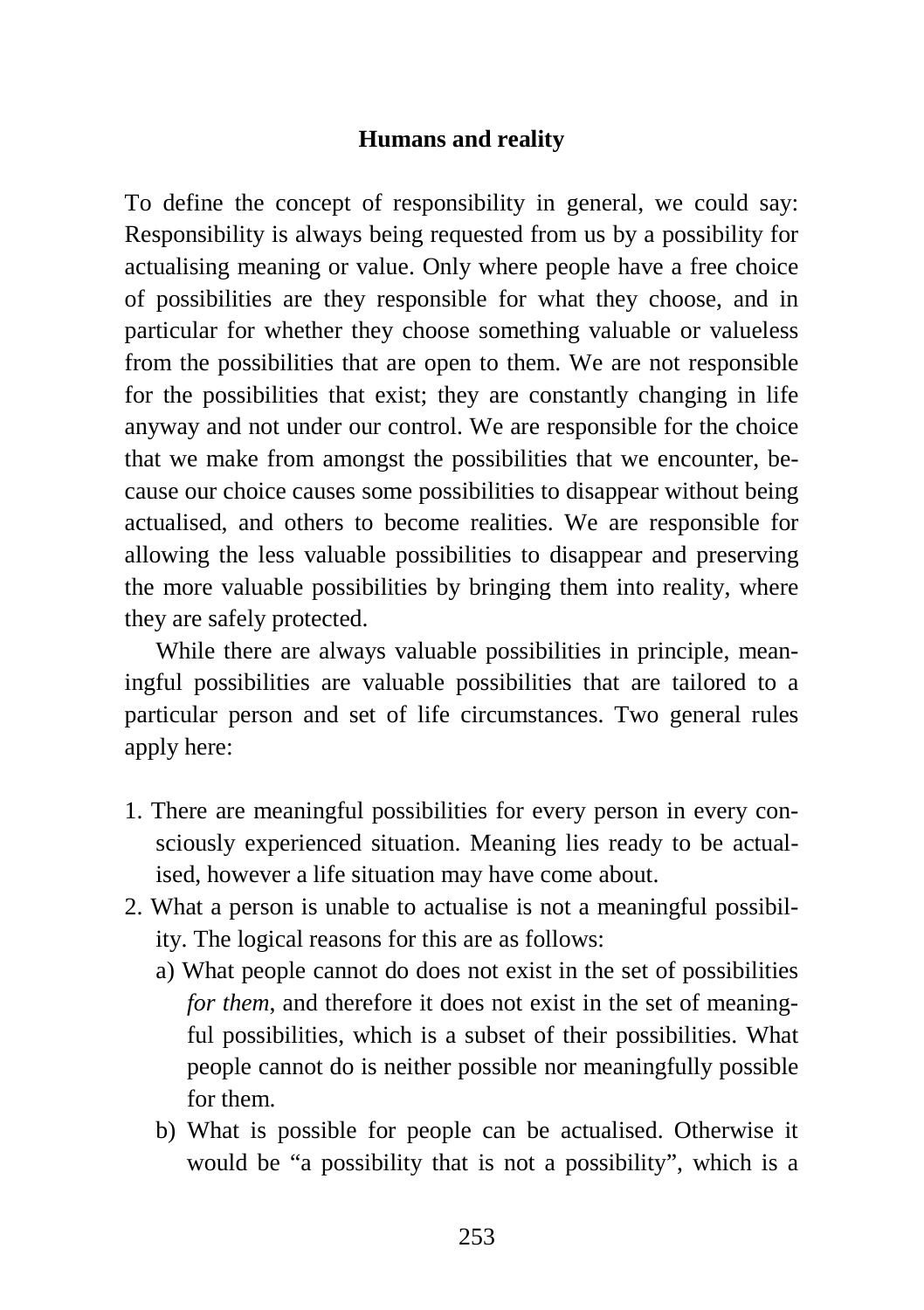## Humans and reality

To define the concept of responsibility in general, we could say: Responsibility is always being requested from us by a possibility for actualising meaning or value. Only where people have a free choice of possibilities are they responsible for what they choose, and in particular for whether they choose something valuable or valueless from the possibilities that are open to them. We are not responsible for the possibilities that exist; they are constantly changing in life anyway and not under our control. We are responsible for the choice that we make from amongst the possibilities that we encounter, because our choice causes some possibilities to disappear without being actualised, and others to become realities. We are responsible for allowing the less valuable possibilities to disappear and preserving the more valuable possibilities by bringing them into reality, where they are safely protected.

While there are always valuable possibilities in principle, meaningful possibilities are valuable possibilities that are tailored to a particular person and set of life circumstances. Two general rules apply here:

1. There are meaningful possibilities for every person in every consciously experienced situation. Meaning lies ready to be actualised, however a life situation may have come about.
2. What a person is unable to actualise is not a meaningful possibility. The logical reasons for this are as follows:
   a) What people cannot do does not exist in the set of possibilities *for them*, and therefore it does not exist in the set of meaningful possibilities, which is a subset of their possibilities. What people cannot do is neither possible nor meaningfully possible for them.
   b) What is possible for people can be actualised. Otherwise it would be "a possibility that is not a possibility", which is a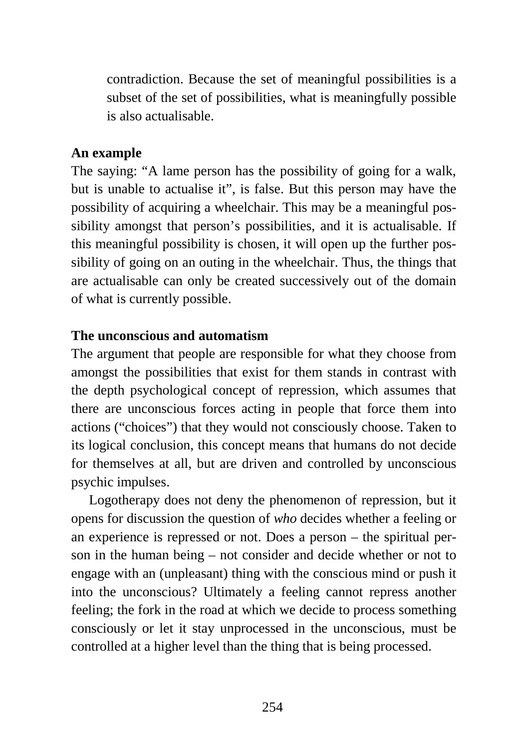contradiction. Because the set of meaningful possibilities is a subset of the set of possibilities, what is meaningfully possible is also actualisable.

### An example

The saying: "A lame person has the possibility of going for a walk, but is unable to actualise it", is false. But this person may have the possibility of acquiring a wheelchair. This may be a meaningful possibility amongst that person's possibilities, and it is actualisable. If this meaningful possibility is chosen, it will open up the further possibility of going on an outing in the wheelchair. Thus, the things that are actualisable can only be created successively out of the domain of what is currently possible.

### The unconscious and automatism

The argument that people are responsible for what they choose from amongst the possibilities that exist for them stands in contrast with the depth psychological concept of repression, which assumes that there are unconscious forces acting in people that force them into actions ("choices") that they would not consciously choose. Taken to its logical conclusion, this concept means that humans do not decide for themselves at all, but are driven and controlled by unconscious psychic impulses.

Logotherapy does not deny the phenomenon of repression, but it opens for discussion the question of *who* decides whether a feeling or an experience is repressed or not. Does a person – the spiritual person in the human being – not consider and decide whether or not to engage with an (unpleasant) thing with the conscious mind or push it into the unconscious? Ultimately a feeling cannot repress another feeling; the fork in the road at which we decide to process something consciously or let it stay unprocessed in the unconscious, must be controlled at a higher level than the thing that is being processed.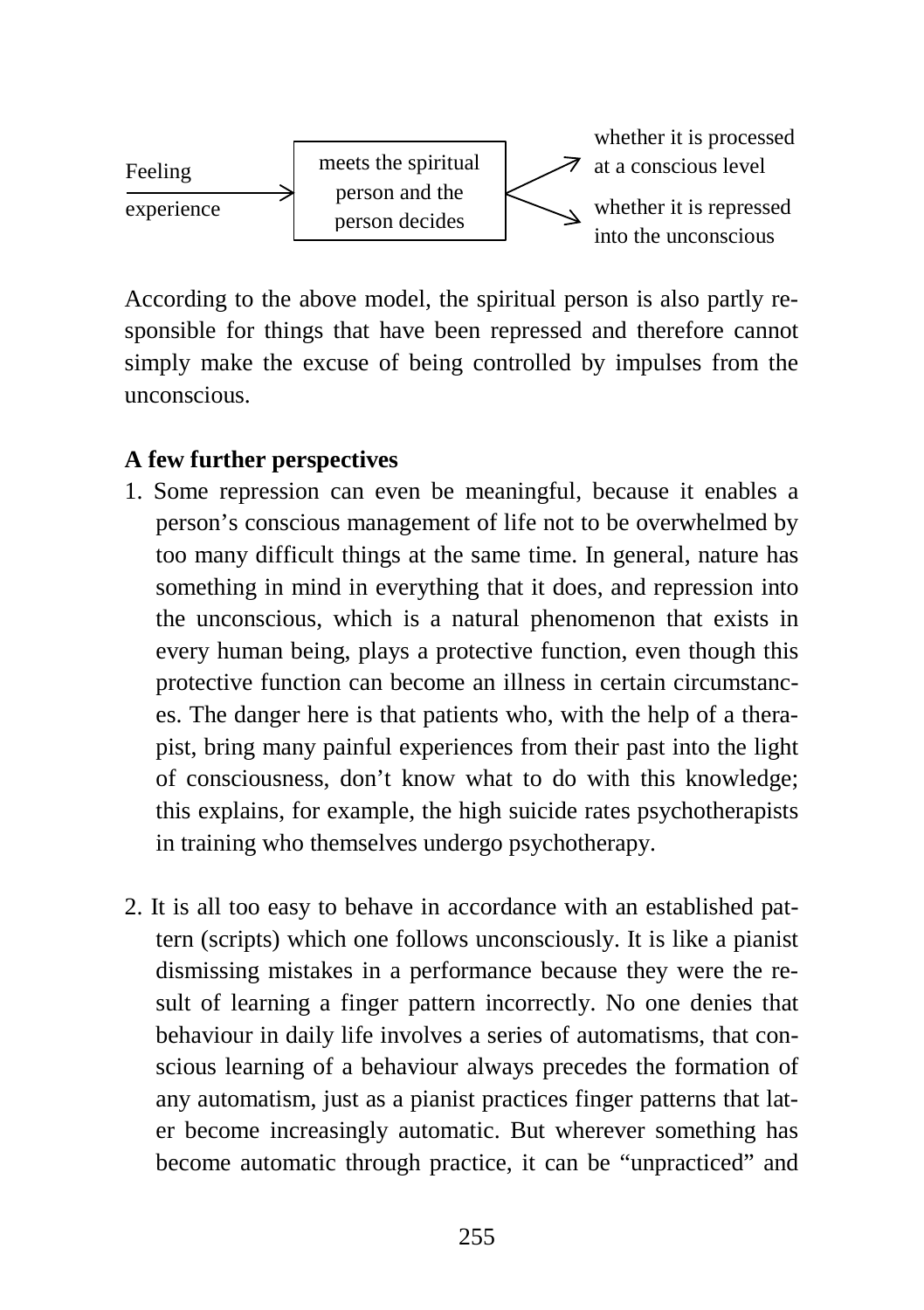Feeling experience → meets the spiritual person and the person decides → whether it is processed at a conscious level / whether it is repressed into the unconscious

According to the above model, the spiritual person is also partly responsible for things that have been repressed and therefore cannot simply make the excuse of being controlled by impulses from the unconscious.

**A few further perspectives**

1. Some repression can even be meaningful, because it enables a person's conscious management of life not to be overwhelmed by too many difficult things at the same time. In general, nature has something in mind in everything that it does, and repression into the unconscious, which is a natural phenomenon that exists in every human being, plays a protective function, even though this protective function can become an illness in certain circumstances. The danger here is that patients who, with the help of a therapist, bring many painful experiences from their past into the light of consciousness, don't know what to do with this knowledge; this explains, for example, the high suicide rates psychotherapists in training who themselves undergo psychotherapy.

2. It is all too easy to behave in accordance with an established pattern (scripts) which one follows unconsciously. It is like a pianist dismissing mistakes in a performance because they were the result of learning a finger pattern incorrectly. No one denies that behaviour in daily life involves a series of automatisms, that conscious learning of a behaviour always precedes the formation of any automatism, just as a pianist practices finger patterns that later become increasingly automatic. But wherever something has become automatic through practice, it can be "unpracticed" and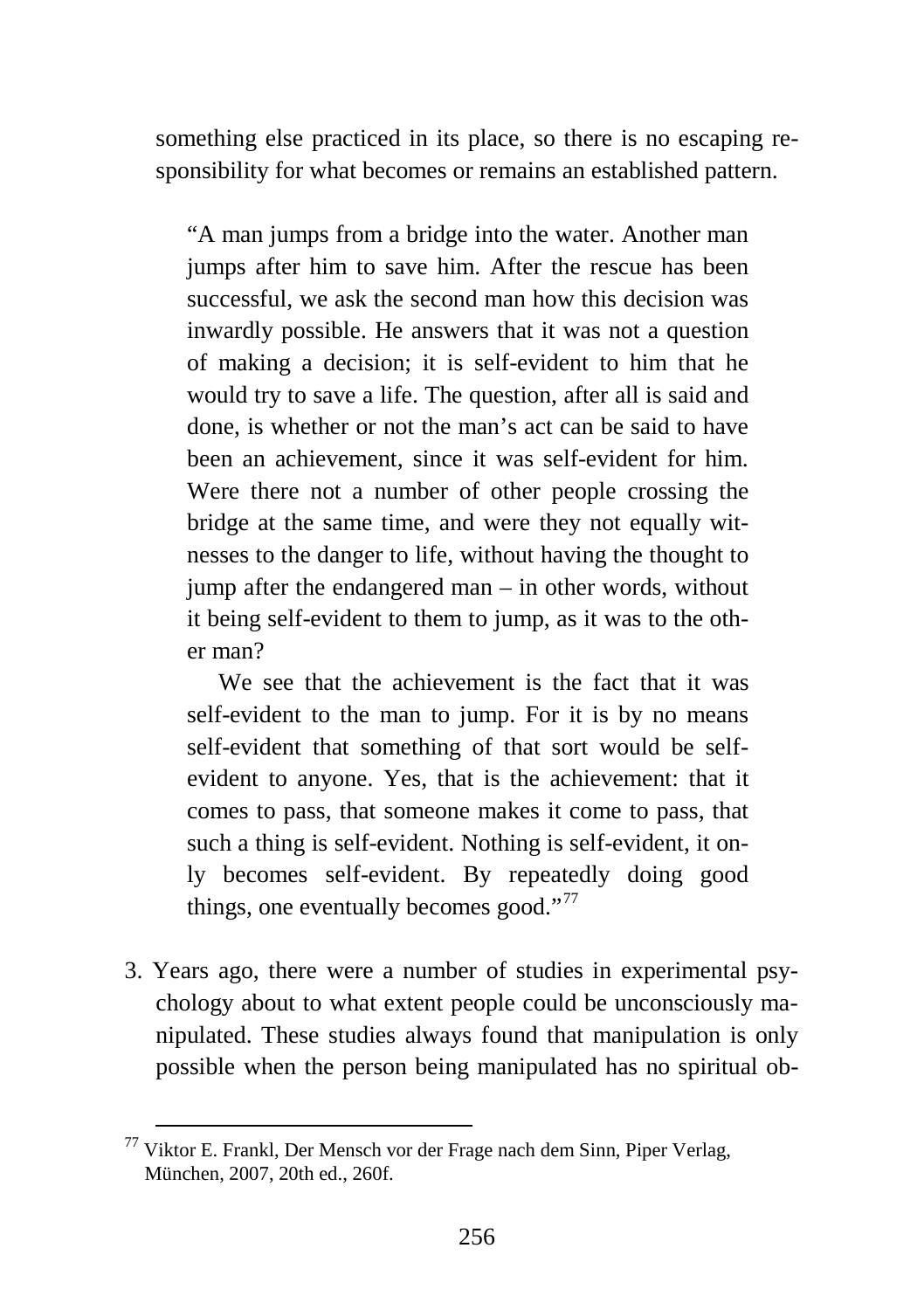something else practiced in its place, so there is no escaping responsibility for what becomes or remains an established pattern.

> "A man jumps from a bridge into the water. Another man jumps after him to save him. After the rescue has been successful, we ask the second man how this decision was inwardly possible. He answers that it was not a question of making a decision; it is self-evident to him that he would try to save a life. The question, after all is said and done, is whether or not the man's act can be said to have been an achievement, since it was self-evident for him. Were there not a number of other people crossing the bridge at the same time, and were they not equally witnesses to the danger to life, without having the thought to jump after the endangered man – in other words, without it being self-evident to them to jump, as it was to the other man?
>
> We see that the achievement is the fact that it was self-evident to the man to jump. For it is by no means self-evident that something of that sort would be self-evident to anyone. Yes, that is the achievement: that it comes to pass, that someone makes it come to pass, that such a thing is self-evident. Nothing is self-evident, it only becomes self-evident. By repeatedly doing good things, one eventually becomes good."[77]

3. Years ago, there were a number of studies in experimental psychology about to what extent people could be unconsciously manipulated. These studies always found that manipulation is only possible when the person being manipulated has no spiritual ob-

[77] Viktor E. Frankl, Der Mensch vor der Frage nach dem Sinn, Piper Verlag, München, 2007, 20th ed., 260f.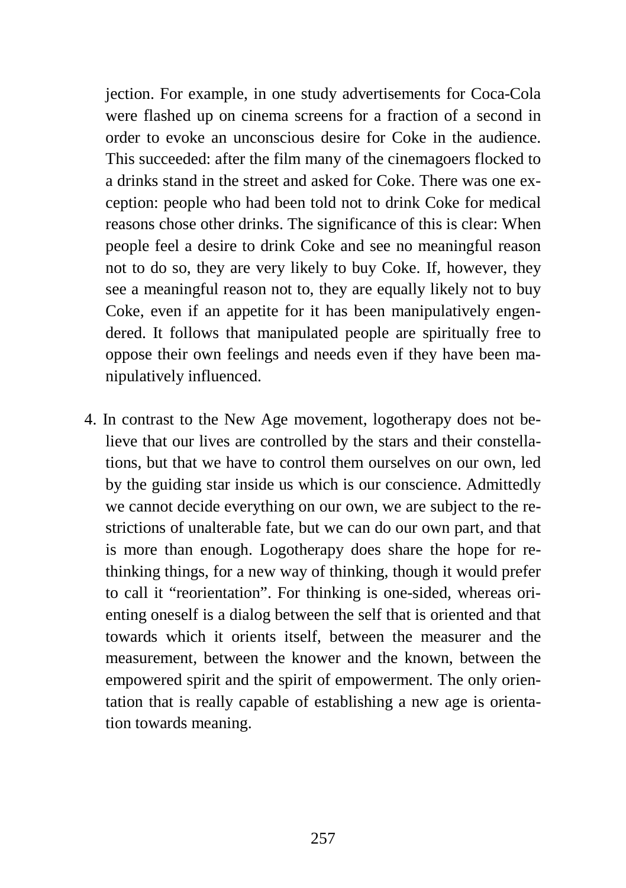jection. For example, in one study advertisements for Coca-Cola were flashed up on cinema screens for a fraction of a second in order to evoke an unconscious desire for Coke in the audience. This succeeded: after the film many of the cinemagoers flocked to a drinks stand in the street and asked for Coke. There was one exception: people who had been told not to drink Coke for medical reasons chose other drinks. The significance of this is clear: When people feel a desire to drink Coke and see no meaningful reason not to do so, they are very likely to buy Coke. If, however, they see a meaningful reason not to, they are equally likely not to buy Coke, even if an appetite for it has been manipulatively engendered. It follows that manipulated people are spiritually free to oppose their own feelings and needs even if they have been manipulatively influenced.

4. In contrast to the New Age movement, logotherapy does not believe that our lives are controlled by the stars and their constellations, but that we have to control them ourselves on our own, led by the guiding star inside us which is our conscience. Admittedly we cannot decide everything on our own, we are subject to the restrictions of unalterable fate, but we can do our own part, and that is more than enough. Logotherapy does share the hope for rethinking things, for a new way of thinking, though it would prefer to call it "reorientation". For thinking is one-sided, whereas orienting oneself is a dialog between the self that is oriented and that towards which it orients itself, between the measurer and the measurement, between the knower and the known, between the empowered spirit and the spirit of empowerment. The only orientation that is really capable of establishing a new age is orientation towards meaning.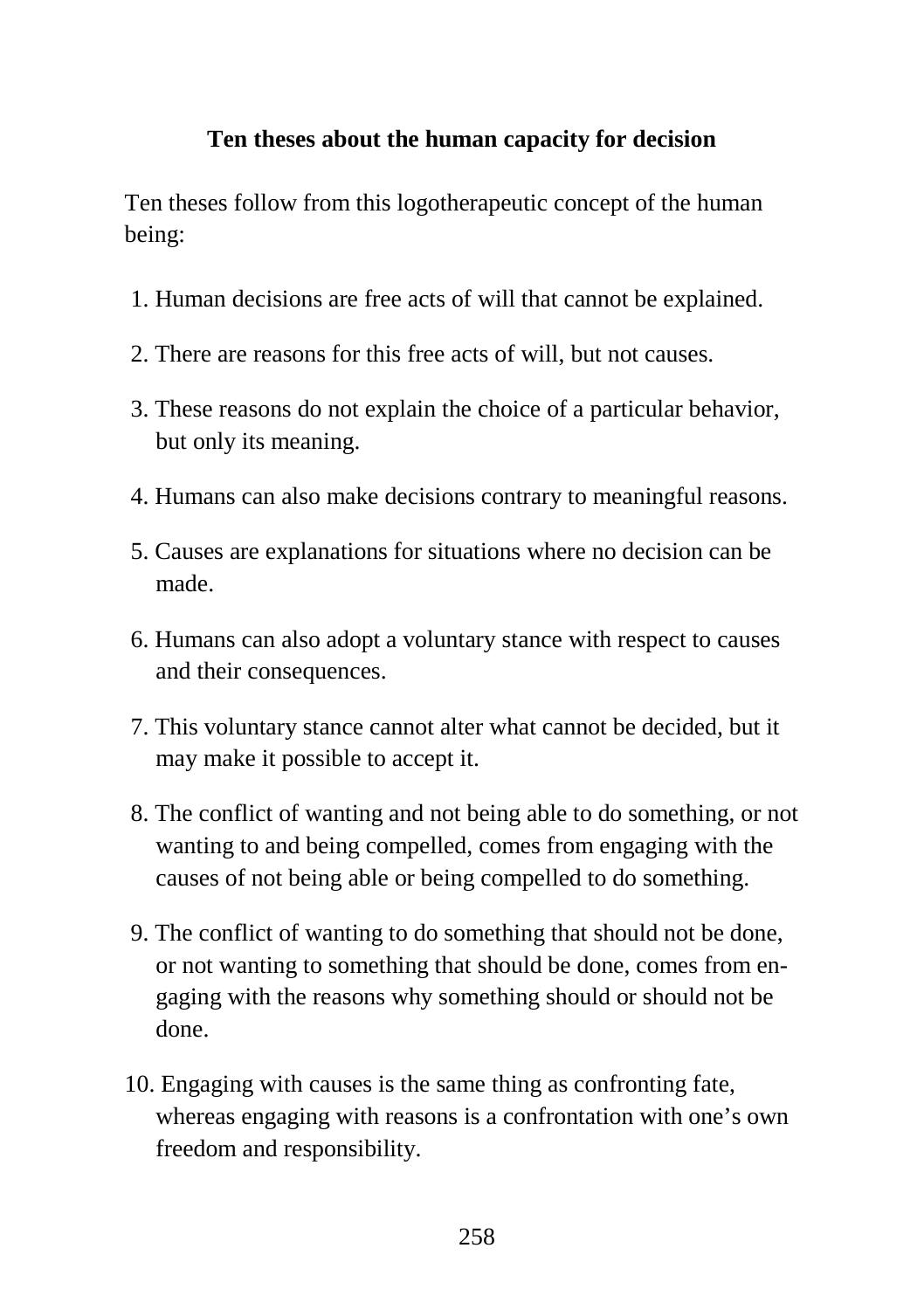### Ten theses about the human capacity for decision

Ten theses follow from this logotherapeutic concept of the human being:

1. Human decisions are free acts of will that cannot be explained.
2. There are reasons for this free acts of will, but not causes.
3. These reasons do not explain the choice of a particular behavior, but only its meaning.
4. Humans can also make decisions contrary to meaningful reasons.
5. Causes are explanations for situations where no decision can be made.
6. Humans can also adopt a voluntary stance with respect to causes and their consequences.
7. This voluntary stance cannot alter what cannot be decided, but it may make it possible to accept it.
8. The conflict of wanting and not being able to do something, or not wanting to and being compelled, comes from engaging with the causes of not being able or being compelled to do something.
9. The conflict of wanting to do something that should not be done, or not wanting to something that should be done, comes from engaging with the reasons why something should or should not be done.
10. Engaging with causes is the same thing as confronting fate, whereas engaging with reasons is a confrontation with one's own freedom and responsibility.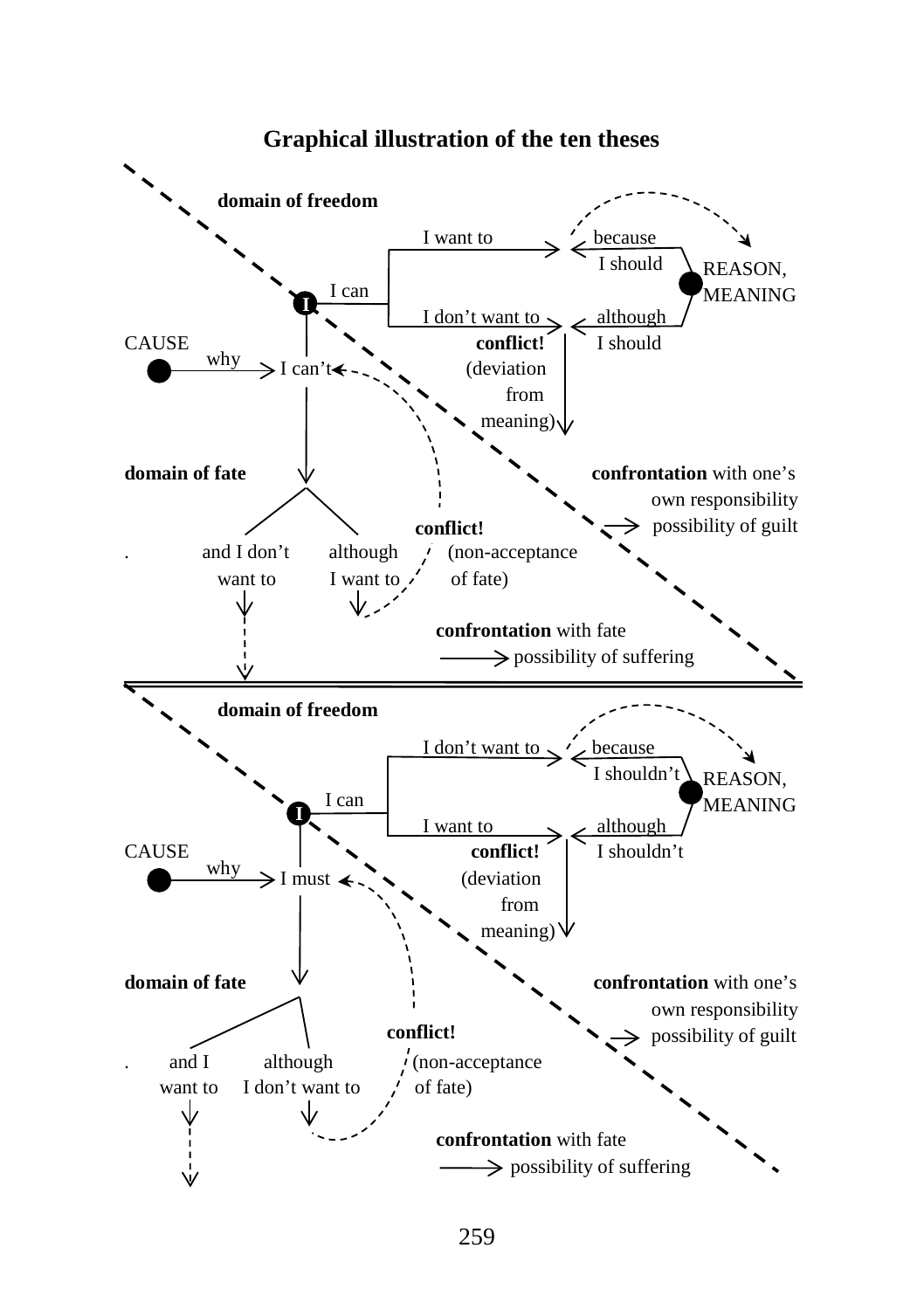## Graphical illustration of the ten theses

**domain of freedom**

I want to — because I should

REASON, MEANING

I can

I

I don't want to — although I should

CAUSE

why

I can't

**conflict!** (deviation from meaning)

**domain of fate**

**confrontation** with one's own responsibility → possibility of guilt

**conflict!**

. and I don't want to — although I want to — (non-acceptance of fate)

**confrontation** with fate → possibility of suffering

---

**domain of freedom**

I don't want to — because I shouldn't

REASON, MEANING

I can

I

I want to — although I shouldn't

CAUSE

why

I must

**conflict!** (deviation from meaning)

**domain of fate**

**confrontation** with one's own responsibility → possibility of guilt

**conflict!**

. and I want to — although I don't want to — (non-acceptance of fate)

**confrontation** with fate → possibility of suffering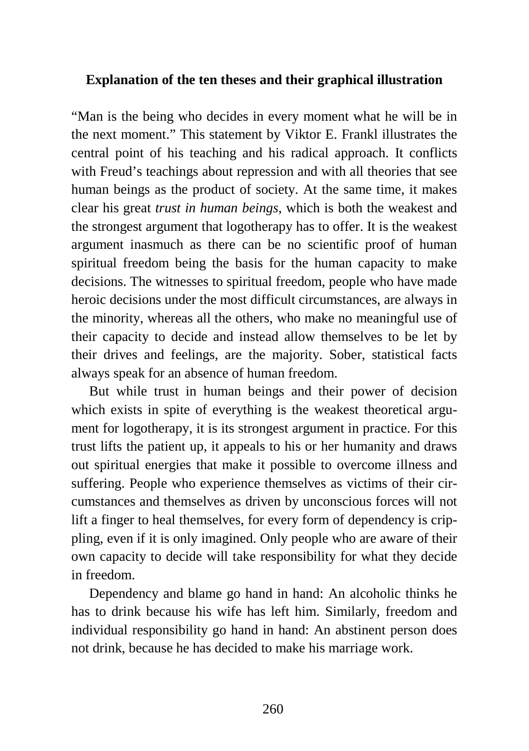## Explanation of the ten theses and their graphical illustration

"Man is the being who decides in every moment what he will be in the next moment." This statement by Viktor E. Frankl illustrates the central point of his teaching and his radical approach. It conflicts with Freud's teachings about repression and with all theories that see human beings as the product of society. At the same time, it makes clear his great *trust in human beings*, which is both the weakest and the strongest argument that logotherapy has to offer. It is the weakest argument inasmuch as there can be no scientific proof of human spiritual freedom being the basis for the human capacity to make decisions. The witnesses to spiritual freedom, people who have made heroic decisions under the most difficult circumstances, are always in the minority, whereas all the others, who make no meaningful use of their capacity to decide and instead allow themselves to be let by their drives and feelings, are the majority. Sober, statistical facts always speak for an absence of human freedom.

But while trust in human beings and their power of decision which exists in spite of everything is the weakest theoretical argument for logotherapy, it is its strongest argument in practice. For this trust lifts the patient up, it appeals to his or her humanity and draws out spiritual energies that make it possible to overcome illness and suffering. People who experience themselves as victims of their circumstances and themselves as driven by unconscious forces will not lift a finger to heal themselves, for every form of dependency is crippling, even if it is only imagined. Only people who are aware of their own capacity to decide will take responsibility for what they decide in freedom.

Dependency and blame go hand in hand: An alcoholic thinks he has to drink because his wife has left him. Similarly, freedom and individual responsibility go hand in hand: An abstinent person does not drink, because he has decided to make his marriage work.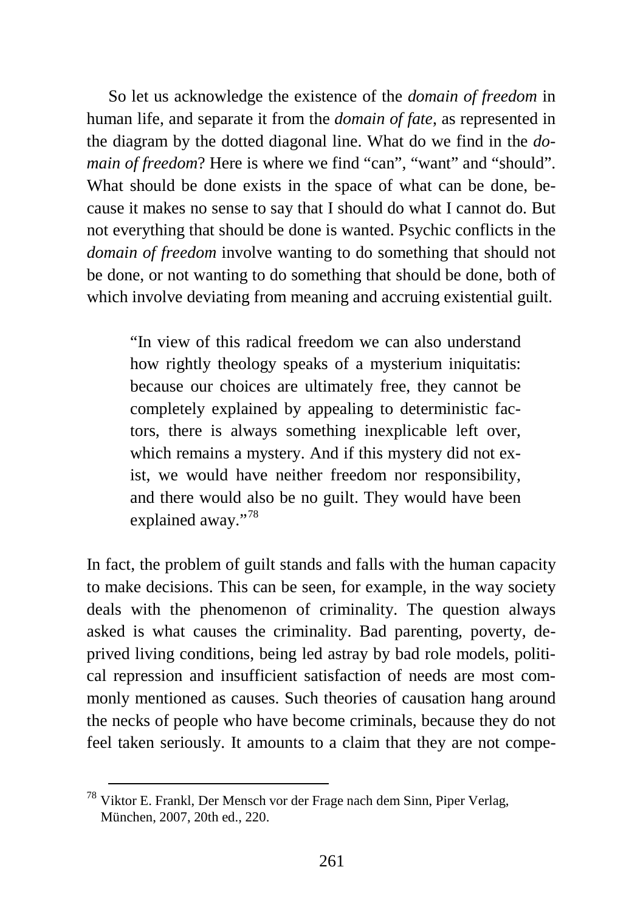So let us acknowledge the existence of the *domain of freedom* in human life, and separate it from the *domain of fate*, as represented in the diagram by the dotted diagonal line. What do we find in the *domain of freedom*? Here is where we find "can", "want" and "should". What should be done exists in the space of what can be done, because it makes no sense to say that I should do what I cannot do. But not everything that should be done is wanted. Psychic conflicts in the *domain of freedom* involve wanting to do something that should not be done, or not wanting to do something that should be done, both of which involve deviating from meaning and accruing existential guilt.

> "In view of this radical freedom we can also understand how rightly theology speaks of a mysterium iniquitatis: because our choices are ultimately free, they cannot be completely explained by appealing to deterministic factors, there is always something inexplicable left over, which remains a mystery. And if this mystery did not exist, we would have neither freedom nor responsibility, and there would also be no guilt. They would have been explained away."[78]

In fact, the problem of guilt stands and falls with the human capacity to make decisions. This can be seen, for example, in the way society deals with the phenomenon of criminality. The question always asked is what causes the criminality. Bad parenting, poverty, deprived living conditions, being led astray by bad role models, political repression and insufficient satisfaction of needs are most commonly mentioned as causes. Such theories of causation hang around the necks of people who have become criminals, because they do not feel taken seriously. It amounts to a claim that they are not compe-

[78] Viktor E. Frankl, Der Mensch vor der Frage nach dem Sinn, Piper Verlag, München, 2007, 20th ed., 220.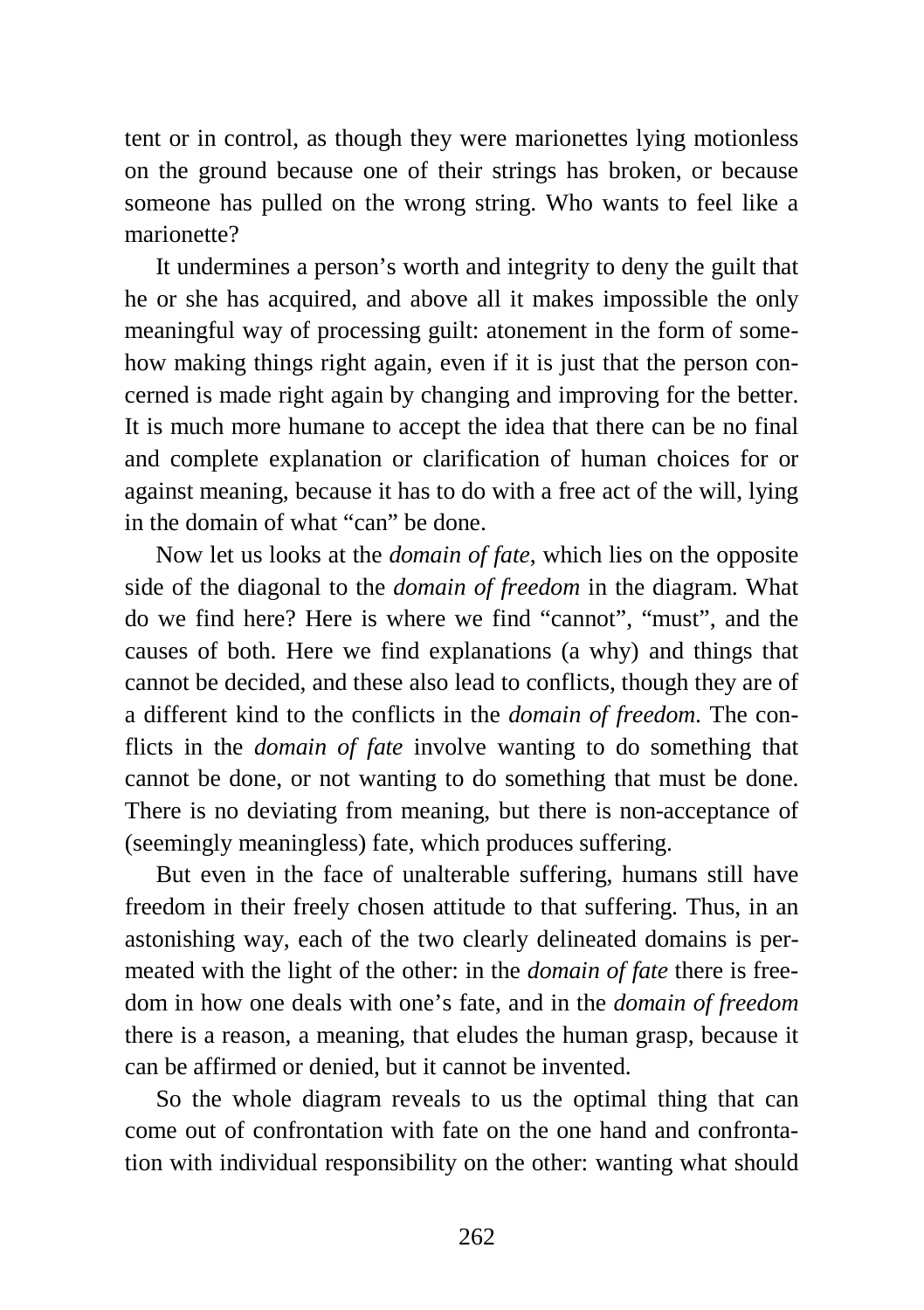tent or in control, as though they were marionettes lying motionless on the ground because one of their strings has broken, or because someone has pulled on the wrong string. Who wants to feel like a marionette?

It undermines a person's worth and integrity to deny the guilt that he or she has acquired, and above all it makes impossible the only meaningful way of processing guilt: atonement in the form of somehow making things right again, even if it is just that the person concerned is made right again by changing and improving for the better. It is much more humane to accept the idea that there can be no final and complete explanation or clarification of human choices for or against meaning, because it has to do with a free act of the will, lying in the domain of what "can" be done.

Now let us looks at the *domain of fate*, which lies on the opposite side of the diagonal to the *domain of freedom* in the diagram. What do we find here? Here is where we find "cannot", "must", and the causes of both. Here we find explanations (a why) and things that cannot be decided, and these also lead to conflicts, though they are of a different kind to the conflicts in the *domain of freedom*. The conflicts in the *domain of fate* involve wanting to do something that cannot be done, or not wanting to do something that must be done. There is no deviating from meaning, but there is non-acceptance of (seemingly meaningless) fate, which produces suffering.

But even in the face of unalterable suffering, humans still have freedom in their freely chosen attitude to that suffering. Thus, in an astonishing way, each of the two clearly delineated domains is permeated with the light of the other: in the *domain of fate* there is freedom in how one deals with one's fate, and in the *domain of freedom* there is a reason, a meaning, that eludes the human grasp, because it can be affirmed or denied, but it cannot be invented.

So the whole diagram reveals to us the optimal thing that can come out of confrontation with fate on the one hand and confrontation with individual responsibility on the other: wanting what should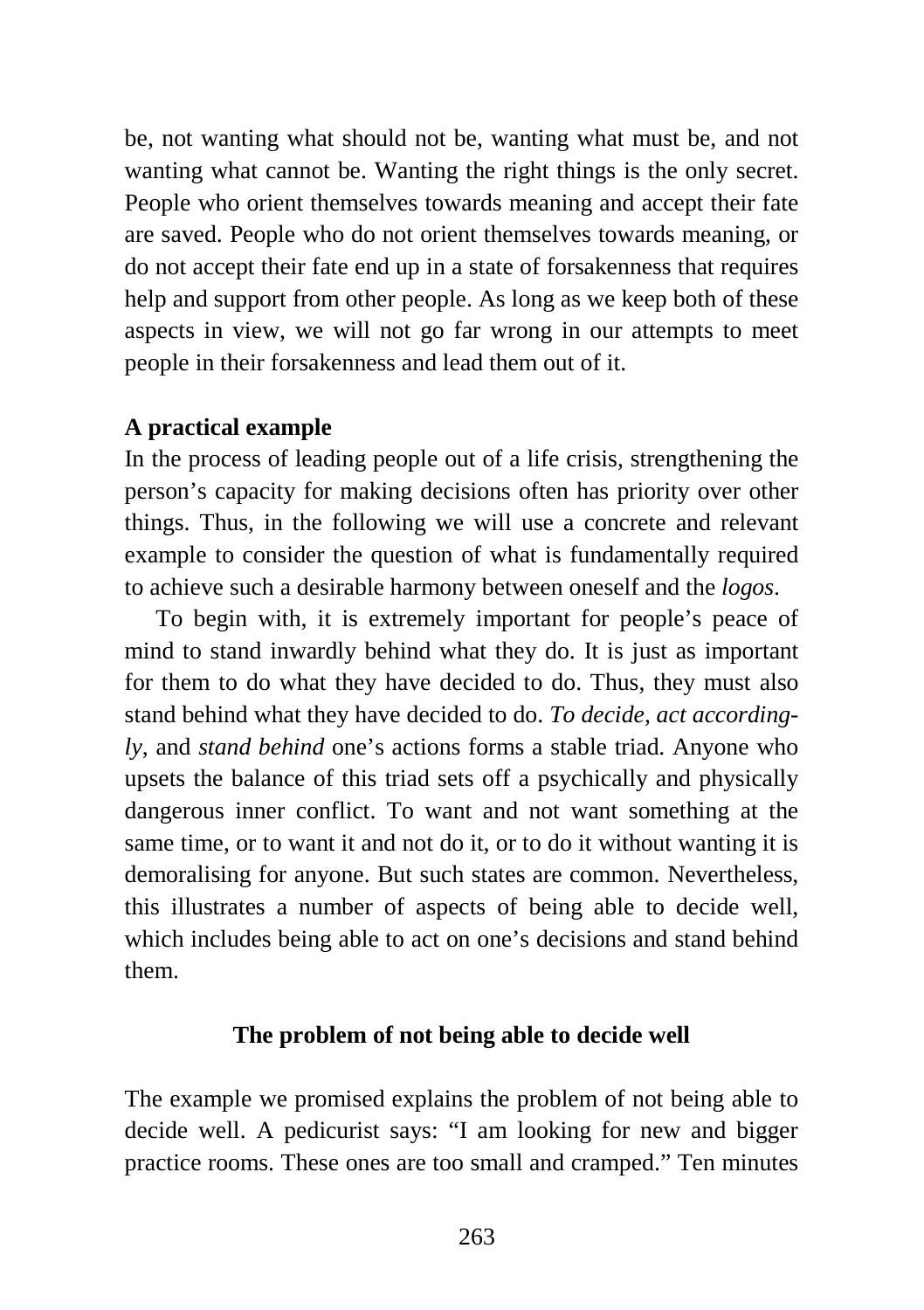be, not wanting what should not be, wanting what must be, and not wanting what cannot be. Wanting the right things is the only secret. People who orient themselves towards meaning and accept their fate are saved. People who do not orient themselves towards meaning, or do not accept their fate end up in a state of forsakenness that requires help and support from other people. As long as we keep both of these aspects in view, we will not go far wrong in our attempts to meet people in their forsakenness and lead them out of it.

**A practical example**

In the process of leading people out of a life crisis, strengthening the person's capacity for making decisions often has priority over other things. Thus, in the following we will use a concrete and relevant example to consider the question of what is fundamentally required to achieve such a desirable harmony between oneself and the *logos*.

To begin with, it is extremely important for people's peace of mind to stand inwardly behind what they do. It is just as important for them to do what they have decided to do. Thus, they must also stand behind what they have decided to do. *To decide, act accordingly,* and *stand behind* one's actions forms a stable triad. Anyone who upsets the balance of this triad sets off a psychically and physically dangerous inner conflict. To want and not want something at the same time, or to want it and not do it, or to do it without wanting it is demoralising for anyone. But such states are common. Nevertheless, this illustrates a number of aspects of being able to decide well, which includes being able to act on one's decisions and stand behind them.

### The problem of not being able to decide well

The example we promised explains the problem of not being able to decide well. A pedicurist says: "I am looking for new and bigger practice rooms. These ones are too small and cramped." Ten minutes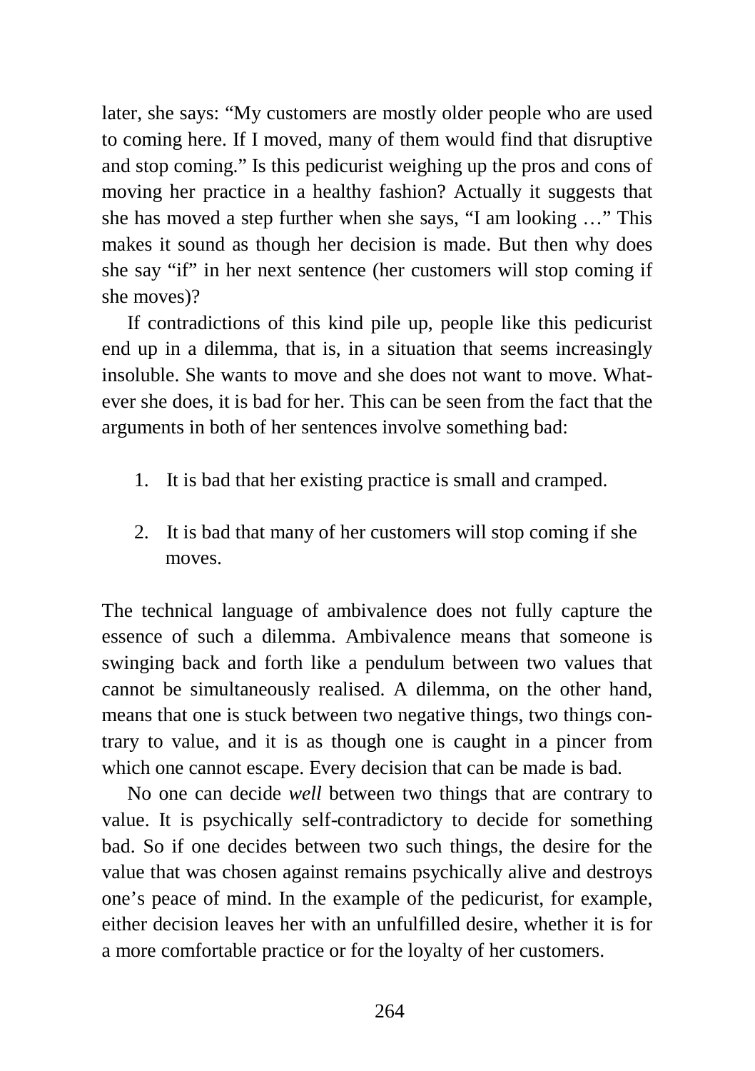later, she says: “My customers are mostly older people who are used to coming here. If I moved, many of them would find that disruptive and stop coming.” Is this pedicurist weighing up the pros and cons of moving her practice in a healthy fashion? Actually it suggests that she has moved a step further when she says, “I am looking …” This makes it sound as though her decision is made. But then why does she say “if” in her next sentence (her customers will stop coming if she moves)?

If contradictions of this kind pile up, people like this pedicurist end up in a dilemma, that is, in a situation that seems increasingly insoluble. She wants to move and she does not want to move. Whatever she does, it is bad for her. This can be seen from the fact that the arguments in both of her sentences involve something bad:

1. It is bad that her existing practice is small and cramped.
2. It is bad that many of her customers will stop coming if she moves.

The technical language of ambivalence does not fully capture the essence of such a dilemma. Ambivalence means that someone is swinging back and forth like a pendulum between two values that cannot be simultaneously realised. A dilemma, on the other hand, means that one is stuck between two negative things, two things contrary to value, and it is as though one is caught in a pincer from which one cannot escape. Every decision that can be made is bad.

No one can decide *well* between two things that are contrary to value. It is psychically self-contradictory to decide for something bad. So if one decides between two such things, the desire for the value that was chosen against remains psychically alive and destroys one’s peace of mind. In the example of the pedicurist, for example, either decision leaves her with an unfulfilled desire, whether it is for a more comfortable practice or for the loyalty of her customers.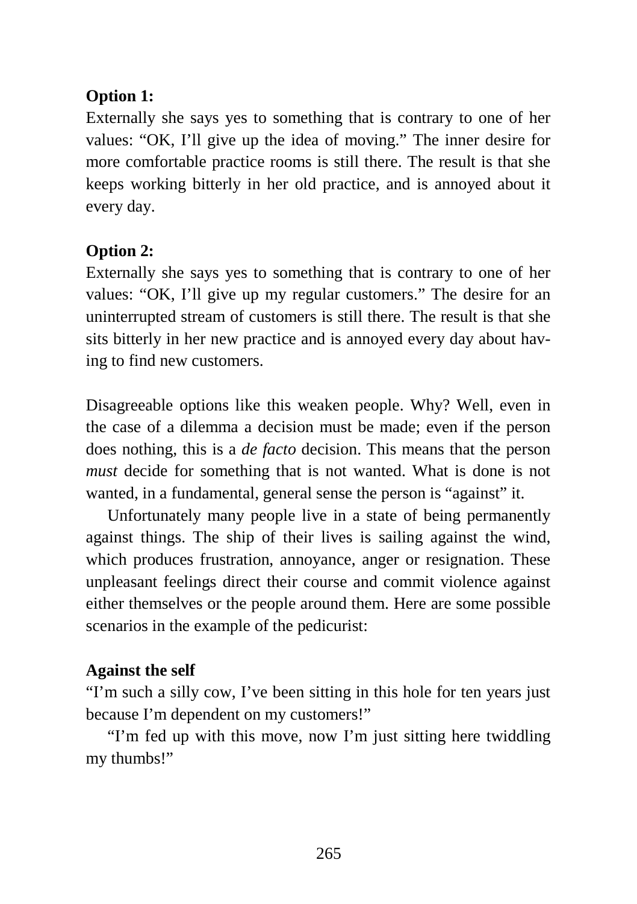**Option 1:**
Externally she says yes to something that is contrary to one of her values: “OK, I’ll give up the idea of moving.” The inner desire for more comfortable practice rooms is still there. The result is that she keeps working bitterly in her old practice, and is annoyed about it every day.

**Option 2:**
Externally she says yes to something that is contrary to one of her values: “OK, I’ll give up my regular customers.” The desire for an uninterrupted stream of customers is still there. The result is that she sits bitterly in her new practice and is annoyed every day about having to find new customers.

Disagreeable options like this weaken people. Why? Well, even in the case of a dilemma a decision must be made; even if the person does nothing, this is a *de facto* decision. This means that the person *must* decide for something that is not wanted. What is done is not wanted, in a fundamental, general sense the person is “against” it.

Unfortunately many people live in a state of being permanently against things. The ship of their lives is sailing against the wind, which produces frustration, annoyance, anger or resignation. These unpleasant feelings direct their course and commit violence against either themselves or the people around them. Here are some possible scenarios in the example of the pedicurist:

**Against the self**
“I’m such a silly cow, I’ve been sitting in this hole for ten years just because I’m dependent on my customers!”

“I’m fed up with this move, now I’m just sitting here twiddling my thumbs!”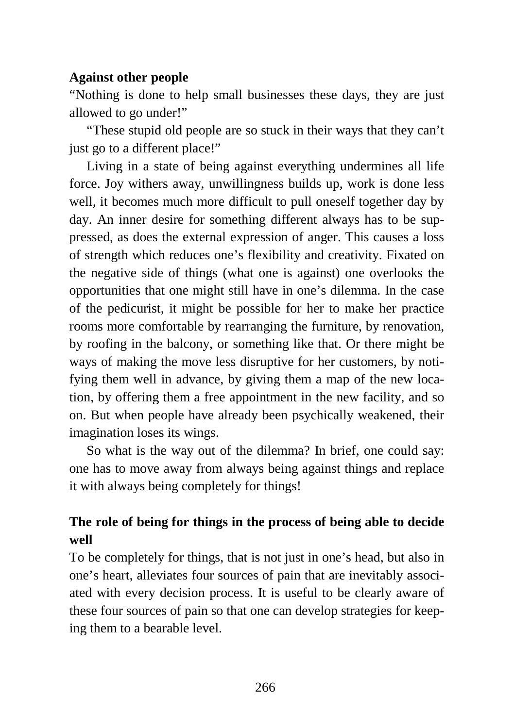**Against other people**

"Nothing is done to help small businesses these days, they are just allowed to go under!"

"These stupid old people are so stuck in their ways that they can't just go to a different place!"

Living in a state of being against everything undermines all life force. Joy withers away, unwillingness builds up, work is done less well, it becomes much more difficult to pull oneself together day by day. An inner desire for something different always has to be suppressed, as does the external expression of anger. This causes a loss of strength which reduces one's flexibility and creativity. Fixated on the negative side of things (what one is against) one overlooks the opportunities that one might still have in one's dilemma. In the case of the pedicurist, it might be possible for her to make her practice rooms more comfortable by rearranging the furniture, by renovation, by roofing in the balcony, or something like that. Or there might be ways of making the move less disruptive for her customers, by notifying them well in advance, by giving them a map of the new location, by offering them a free appointment in the new facility, and so on. But when people have already been psychically weakened, their imagination loses its wings.

So what is the way out of the dilemma? In brief, one could say: one has to move away from always being against things and replace it with always being completely for things!

## The role of being for things in the process of being able to decide well

To be completely for things, that is not just in one's head, but also in one's heart, alleviates four sources of pain that are inevitably associated with every decision process. It is useful to be clearly aware of these four sources of pain so that one can develop strategies for keeping them to a bearable level.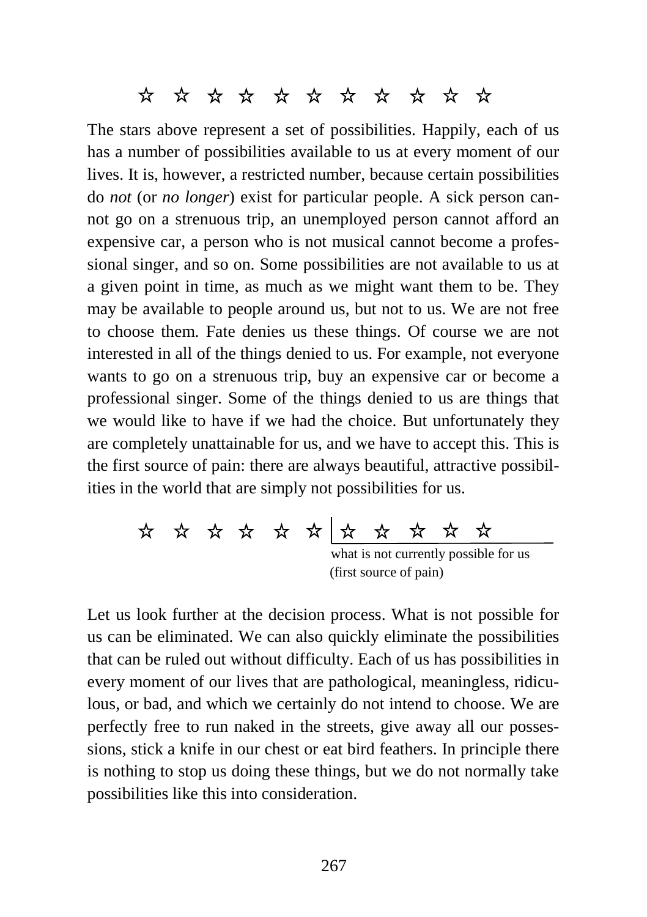☆ ☆ ☆ ☆ ☆ ☆ ☆ ☆ ☆ ☆ ☆

The stars above represent a set of possibilities. Happily, each of us has a number of possibilities available to us at every moment of our lives. It is, however, a restricted number, because certain possibilities do *not* (or *no longer*) exist for particular people. A sick person cannot go on a strenuous trip, an unemployed person cannot afford an expensive car, a person who is not musical cannot become a professional singer, and so on. Some possibilities are not available to us at a given point in time, as much as we might want them to be. They may be available to people around us, but not to us. We are not free to choose them. Fate denies us these things. Of course we are not interested in all of the things denied to us. For example, not everyone wants to go on a strenuous trip, buy an expensive car or become a professional singer. Some of the things denied to us are things that we would like to have if we had the choice. But unfortunately they are completely unattainable for us, and we have to accept this. This is the first source of pain: there are always beautiful, attractive possibilities in the world that are simply not possibilities for us.

☆ ☆ ☆ ☆ ☆ ☆ | ☆ ☆ ☆ ☆ ☆

what is not currently possible for us
(first source of pain)

Let us look further at the decision process. What is not possible for us can be eliminated. We can also quickly eliminate the possibilities that can be ruled out without difficulty. Each of us has possibilities in every moment of our lives that are pathological, meaningless, ridiculous, or bad, and which we certainly do not intend to choose. We are perfectly free to run naked in the streets, give away all our possessions, stick a knife in our chest or eat bird feathers. In principle there is nothing to stop us doing these things, but we do not normally take possibilities like this into consideration.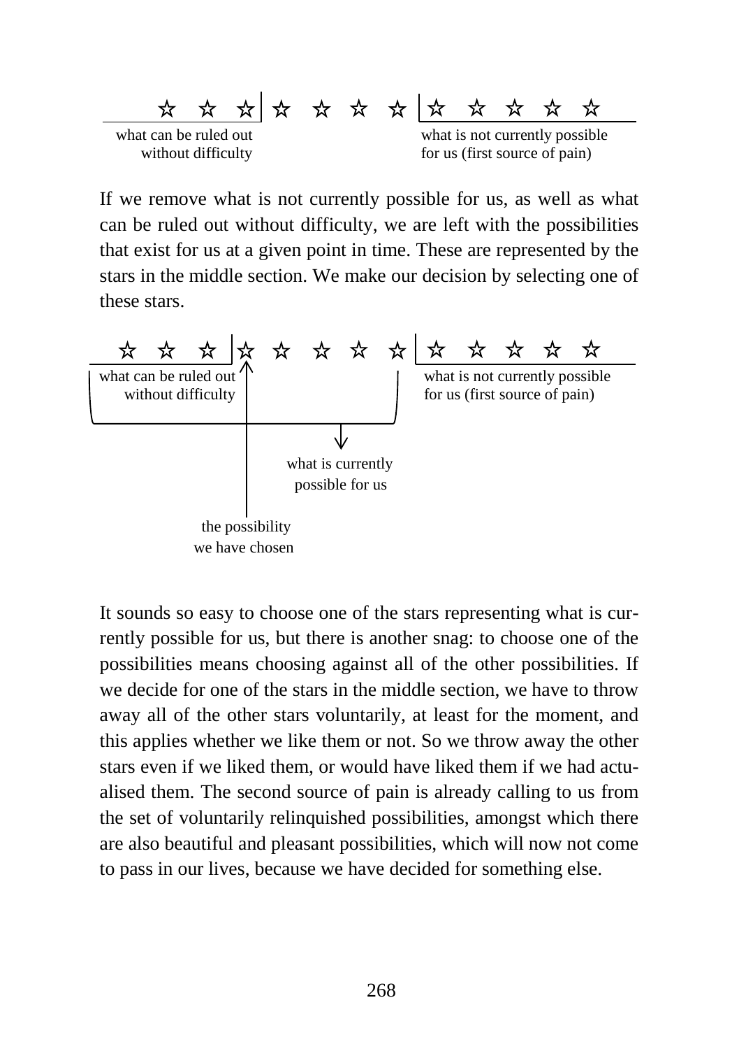☆ ☆ ☆ | ☆ ☆ ☆ ☆ ☆ | ☆ ☆ ☆ ☆ ☆

what can be ruled out without difficulty

what is not currently possible for us (first source of pain)

If we remove what is not currently possible for us, as well as what can be ruled out without difficulty, we are left with the possibilities that exist for us at a given point in time. These are represented by the stars in the middle section. We make our decision by selecting one of these stars.

☆ ☆ ☆ | ☆ ☆ ☆ ☆ ☆ | ☆ ☆ ☆ ☆ ☆

what can be ruled out without difficulty

what is not currently possible for us (first source of pain)

what is currently possible for us

the possibility we have chosen

It sounds so easy to choose one of the stars representing what is currently possible for us, but there is another snag: to choose one of the possibilities means choosing against all of the other possibilities. If we decide for one of the stars in the middle section, we have to throw away all of the other stars voluntarily, at least for the moment, and this applies whether we like them or not. So we throw away the other stars even if we liked them, or would have liked them if we had actualised them. The second source of pain is already calling to us from the set of voluntarily relinquished possibilities, amongst which there are also beautiful and pleasant possibilities, which will now not come to pass in our lives, because we have decided for something else.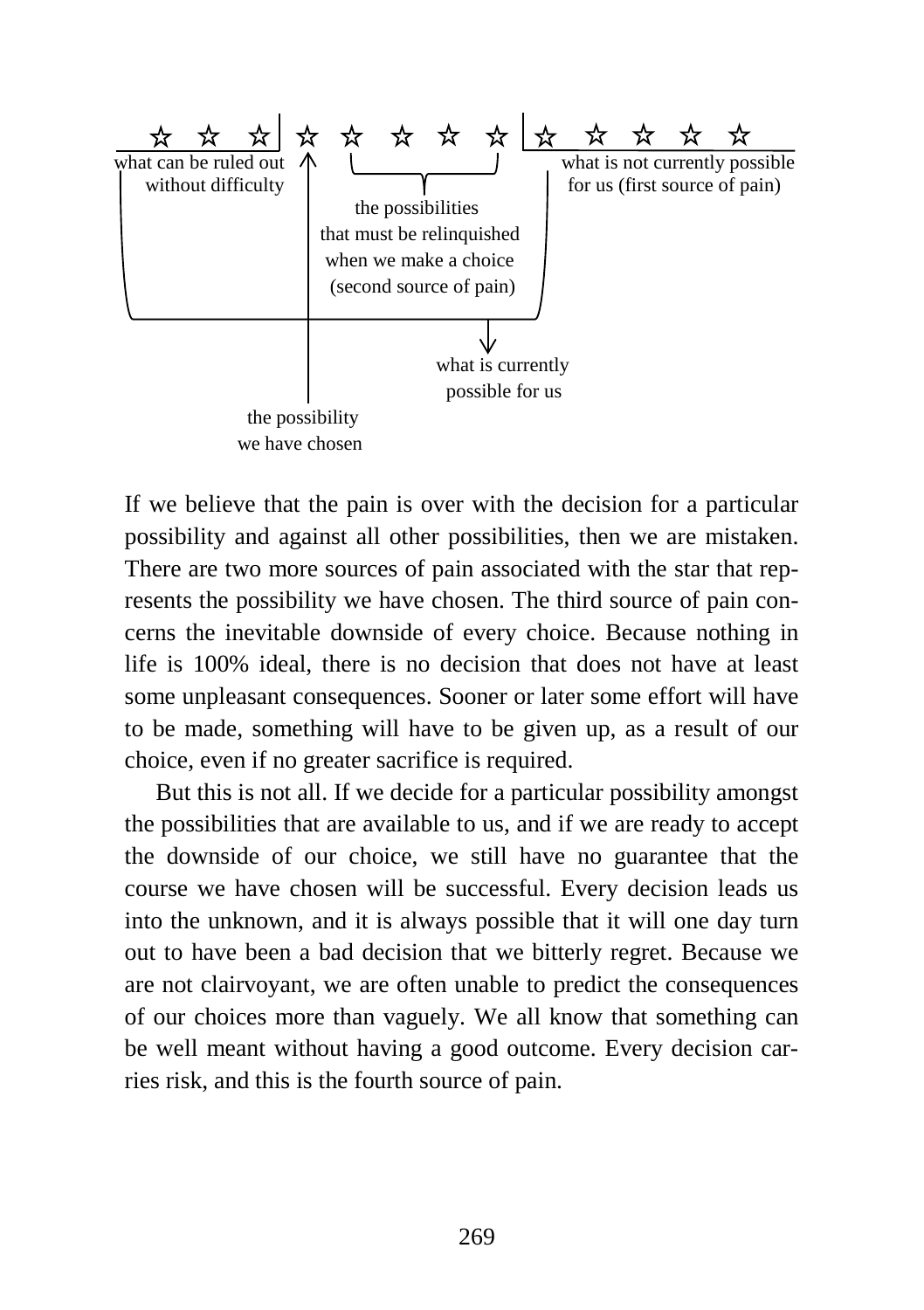☆ ☆ ☆ ☆ ☆ ☆ ☆ ☆ ☆ ☆ ☆ ☆ ☆

what can be ruled out without difficulty

the possibilities that must be relinquished when we make a choice (second source of pain)

what is not currently possible for us (first source of pain)

what is currently possible for us

the possibility we have chosen

If we believe that the pain is over with the decision for a particular possibility and against all other possibilities, then we are mistaken. There are two more sources of pain associated with the star that represents the possibility we have chosen. The third source of pain concerns the inevitable downside of every choice. Because nothing in life is 100% ideal, there is no decision that does not have at least some unpleasant consequences. Sooner or later some effort will have to be made, something will have to be given up, as a result of our choice, even if no greater sacrifice is required.

But this is not all. If we decide for a particular possibility amongst the possibilities that are available to us, and if we are ready to accept the downside of our choice, we still have no guarantee that the course we have chosen will be successful. Every decision leads us into the unknown, and it is always possible that it will one day turn out to have been a bad decision that we bitterly regret. Because we are not clairvoyant, we are often unable to predict the consequences of our choices more than vaguely. We all know that something can be well meant without having a good outcome. Every decision carries risk, and this is the fourth source of pain.